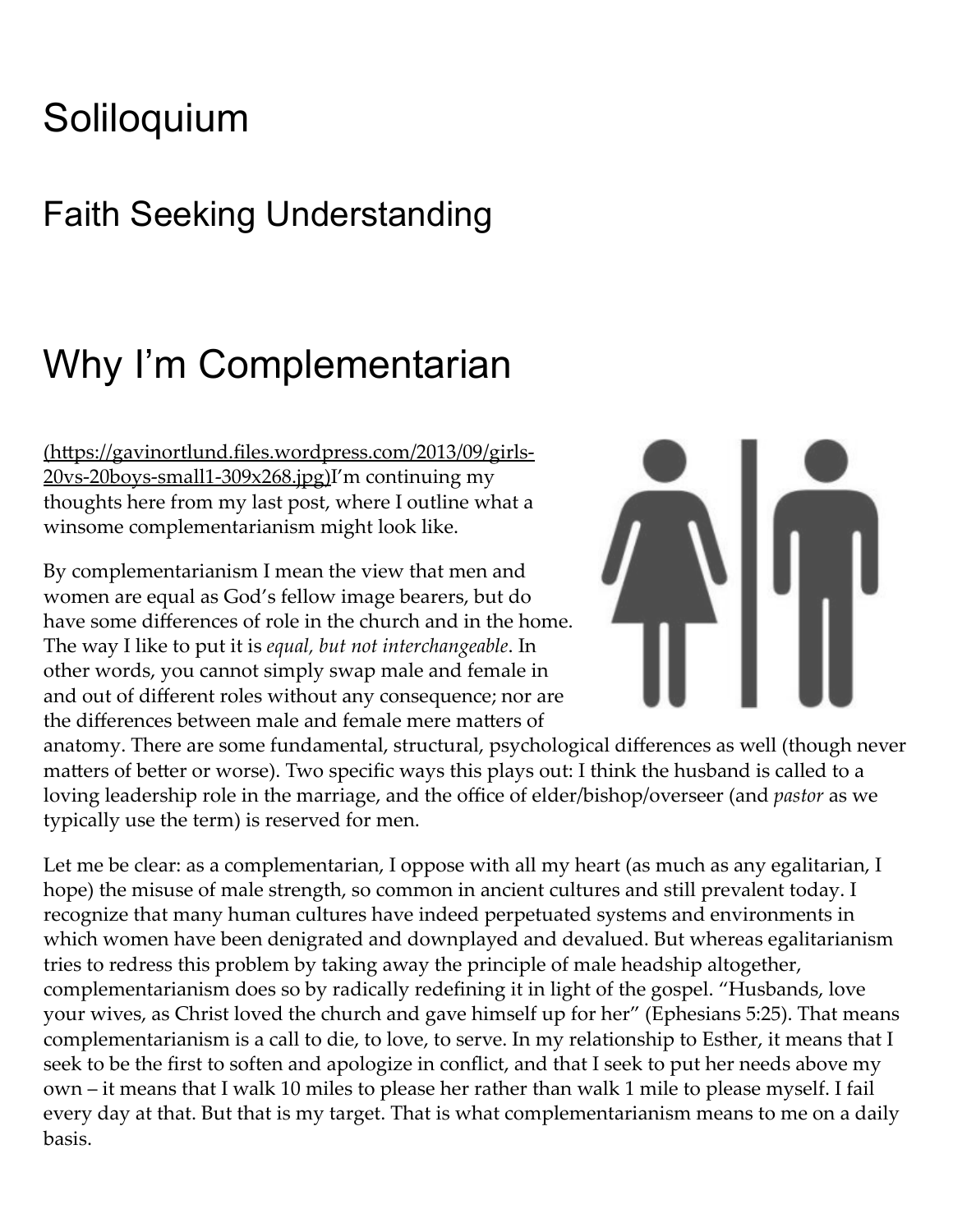# Soliloquium

## Faith Seeking Understanding

# Why I'm Complementarian

(https://gavinortlund.files.wordpress.com/2013/09/girls-20vs-20boys-small1-309x268.jpg)I'm continuing my thoughts here from my last post, where I outline what a winsome complementarianism might look like.

By complementarianism I mean the view that men and women are equal as God's fellow image bearers, but do have some differences of role in the church and in the home. The way I like to put it is *equal, but not interchangeable*. In other words, you cannot simply swap male and female in and out of different roles without any consequence; nor are the differences between male and female mere matters of anatomy. There are some fundamental, structural, psychological differences as well (though never matters of better or worse). Two specific ways this plays out: I think the husband is called to a loving leadership role in the marriage, and the office of elder/bishop/overseer (and *pastor* as we typically use the term) is reserved for men.

Let me be clear: as a complementarian, I oppose with all my heart (as much as any egalitarian, I hope) the misuse of male strength, so common in ancient cultures and still prevalent today. I recognize that many human cultures have indeed perpetuated systems and environments in which women have been denigrated and downplayed and devalued. But whereas egalitarianism tries to redress this problem by taking away the principle of male headship altogether, complementarianism does so by radically redefining it in light of the gospel. "Husbands, love your wives, as Christ loved the church and gave himself up for her" (Ephesians 5:25). That means complementarianism is a call to die, to love, to serve. In my relationship to Esther, it means that I seek to be the first to soften and apologize in conflict, and that I seek to put her needs above my own – it means that I walk 10 miles to please her rather than walk 1 mile to please myself. I fail every day at that. But that is my target. That is what complementarianism means to me on a daily basis.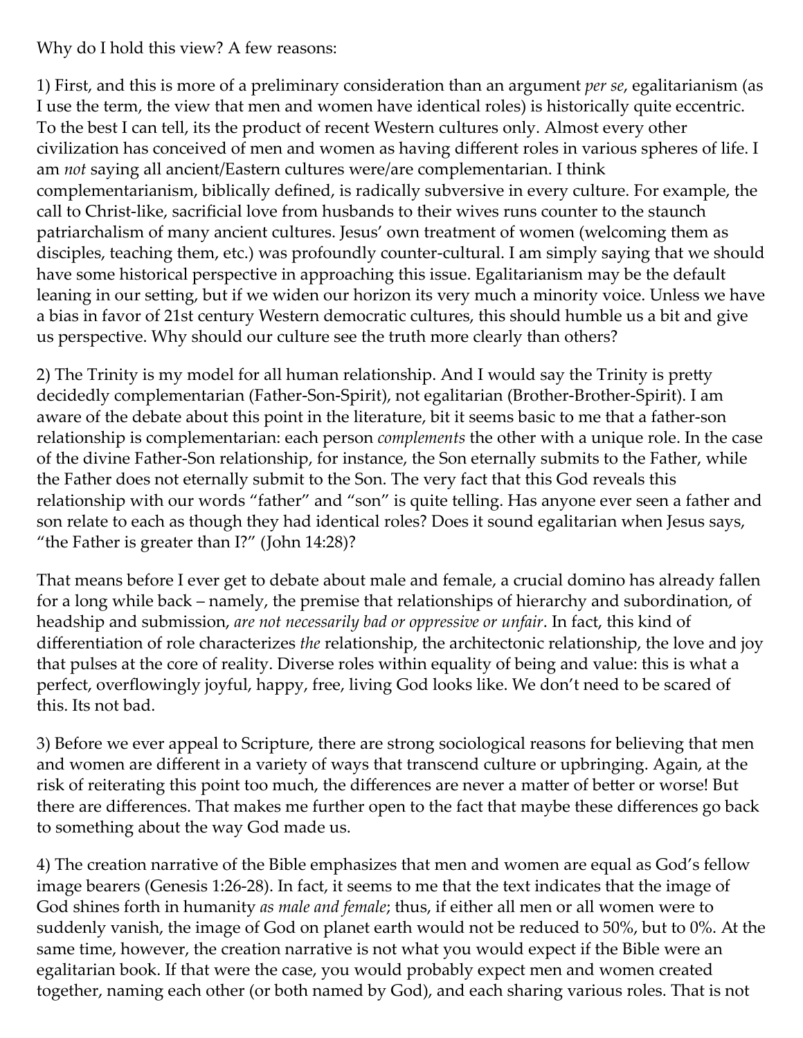Why do I hold this view? A few reasons:

1) First, and this is more of a preliminary consideration than an argument *per se*, egalitarianism (as I use the term, the view that men and women have identical roles) is historically quite eccentric. To the best I can tell, its the product of recent Western cultures only. Almost every other civilization has conceived of men and women as having different roles in various spheres of life. I am *not* saying all ancient/Eastern cultures were/are complementarian. I think complementarianism, biblically defined, is radically subversive in every culture. For example, the call to Christ-like, sacrificial love from husbands to their wives runs counter to the staunch patriarchalism of many ancient cultures. Jesus' own treatment of women (welcoming them as disciples, teaching them, etc.) was profoundly counter-cultural. I am simply saying that we should have some historical perspective in approaching this issue. Egalitarianism may be the default leaning in our setting, but if we widen our horizon its very much a minority voice. Unless we have a bias in favor of 21st century Western democratic cultures, this should humble us a bit and give us perspective. Why should our culture see the truth more clearly than others?

2) The Trinity is my model for all human relationship. And I would say the Trinity is pretty decidedly complementarian (Father-Son-Spirit), not egalitarian (Brother-Brother-Spirit). I am aware of the debate about this point in the literature, bit it seems basic to me that a father-son relationship is complementarian: each person *complements* the other with a unique role. In the case of the divine Father-Son relationship, for instance, the Son eternally submits to the Father, while the Father does not eternally submit to the Son. The very fact that this God reveals this relationship with our words "father" and "son" is quite telling. Has anyone ever seen a father and son relate to each as though they had identical roles? Does it sound egalitarian when Jesus says, "the Father is greater than I?" (John 14:28)?

That means before I ever get to debate about male and female, a crucial domino has already fallen for a long while back – namely, the premise that relationships of hierarchy and subordination, of headship and submission, *are not necessarily bad or oppressive or unfair*. In fact, this kind of differentiation of role characterizes *the* relationship, the architectonic relationship, the love and joy that pulses at the core of reality. Diverse roles within equality of being and value: this is what a perfect, overflowingly joyful, happy, free, living God looks like. We don't need to be scared of this. Its not bad.

3) Before we ever appeal to Scripture, there are strong sociological reasons for believing that men and women are different in a variety of ways that transcend culture or upbringing. Again, at the risk of reiterating this point too much, the differences are never a matter of better or worse! But there are differences. That makes me further open to the fact that maybe these differences go back to something about the way God made us.

4) The creation narrative of the Bible emphasizes that men and women are equal as God's fellow image bearers (Genesis 1:26-28). In fact, it seems to me that the text indicates that the image of God shines forth in humanity *as male and female*; thus, if either all men or all women were to suddenly vanish, the image of God on planet earth would not be reduced to 50%, but to 0%. At the same time, however, the creation narrative is not what you would expect if the Bible were an egalitarian book. If that were the case, you would probably expect men and women created together, naming each other (or both named by God), and each sharing various roles. That is not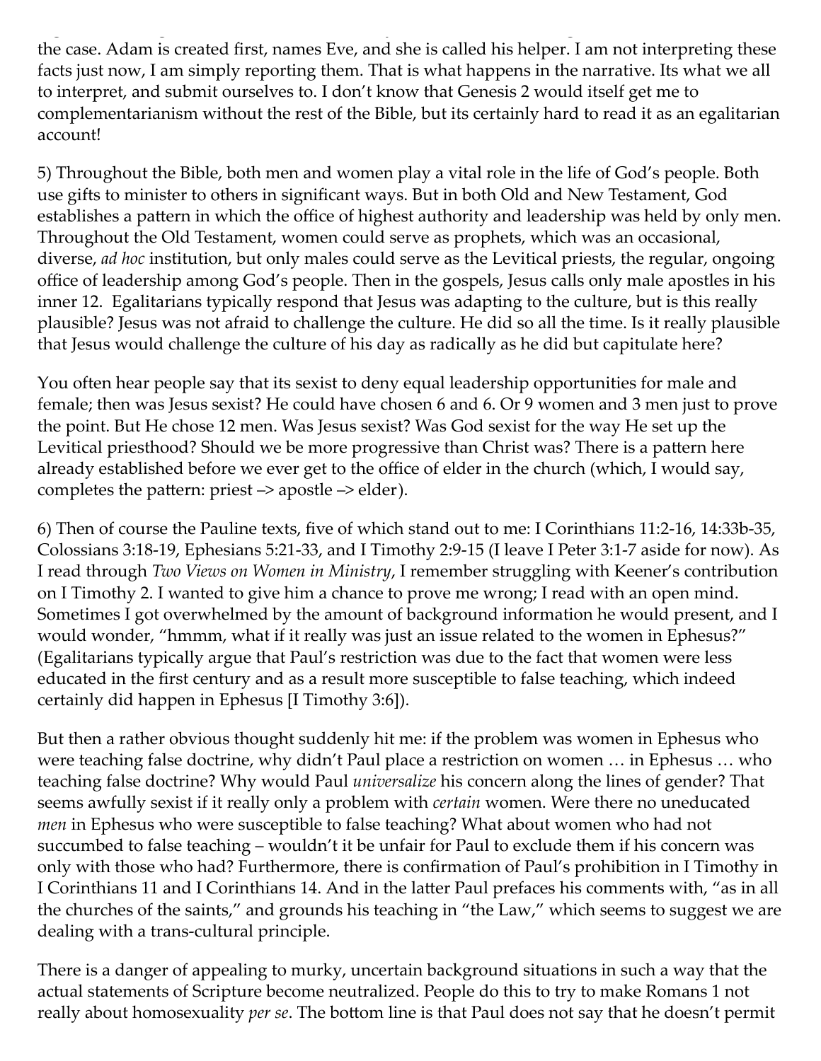the case. Adam is created first, names Eve, and she is called his helper. I am not interpreting these facts just now, I am simply reporting them. That is what happens in the narrative. Its what we all to interpret, and submit ourselves to. I don't know that Genesis 2 would itself get me to complementarianism without the rest of the Bible, but its certainly hard to read it as an egalitarian account!

5) Throughout the Bible, both men and women play a vital role in the life of God's people. Both use gifts to minister to others in significant ways. But in both Old and New Testament, God establishes a pattern in which the office of highest authority and leadership was held by only men. Throughout the Old Testament, women could serve as prophets, which was an occasional, diverse, *ad hoc* institution, but only males could serve as the Levitical priests, the regular, ongoing office of leadership among God's people. Then in the gospels, Jesus calls only male apostles in his inner 12. Egalitarians typically respond that Jesus was adapting to the culture, but is this really plausible? Jesus was not afraid to challenge the culture. He did so all the time. Is it really plausible that Jesus would challenge the culture of his day as radically as he did but capitulate here?

You often hear people say that its sexist to deny equal leadership opportunities for male and female; then was Jesus sexist? He could have chosen 6 and 6. Or 9 women and 3 men just to prove the point. But He chose 12 men. Was Jesus sexist? Was God sexist for the way He set up the Levitical priesthood? Should we be more progressive than Christ was? There is a pattern here already established before we ever get to the office of elder in the church (which, I would say, completes the pattern: priest –> apostle –> elder).

6) Then of course the Pauline texts, five of which stand out to me: I Corinthians 11:2-16, 14:33b-35, Colossians 3:18-19, Ephesians 5:21-33, and I Timothy 2:9-15 (I leave I Peter 3:1-7 aside for now). As I read through *Two Views on Women in Ministry*, I remember struggling with Keener's contribution on I Timothy 2. I wanted to give him a chance to prove me wrong; I read with an open mind. Sometimes I got overwhelmed by the amount of background information he would present, and I would wonder, "hmmm, what if it really was just an issue related to the women in Ephesus?" (Egalitarians typically argue that Paul's restriction was due to the fact that women were less educated in the first century and as a result more susceptible to false teaching, which indeed certainly did happen in Ephesus [I Timothy 3:6]).

But then a rather obvious thought suddenly hit me: if the problem was women in Ephesus who were teaching false doctrine, why didn't Paul place a restriction on women … in Ephesus … who teaching false doctrine? Why would Paul *universalize* his concern along the lines of gender? That seems awfully sexist if it really only a problem with *certain* women. Were there no uneducated *men* in Ephesus who were susceptible to false teaching? What about women who had not succumbed to false teaching – wouldn't it be unfair for Paul to exclude them if his concern was only with those who had? Furthermore, there is confirmation of Paul's prohibition in I Timothy in I Corinthians 11 and I Corinthians 14. And in the latter Paul prefaces his comments with, "as in all the churches of the saints," and grounds his teaching in "the Law," which seems to suggest we are dealing with a trans-cultural principle.

There is a danger of appealing to murky, uncertain background situations in such a way that the actual statements of Scripture become neutralized. People do this to try to make Romans 1 not really about homosexuality *per se*. The bottom line is that Paul does not say that he doesn't permit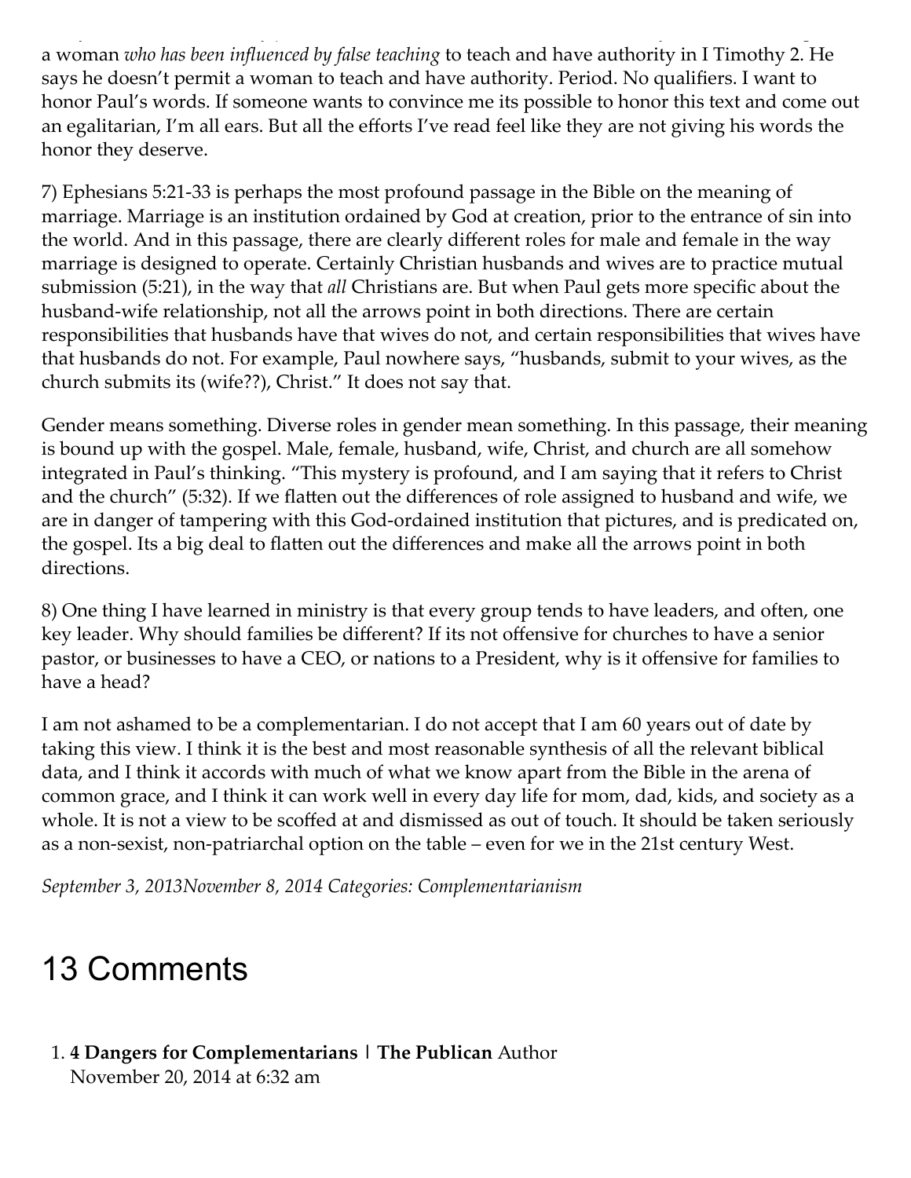a woman *who has been influenced by false teaching* to teach and have authority in I Timothy 2. He says he doesn't permit a woman to teach and have authority. Period. No qualifiers. I want to honor Paul's words. If someone wants to convince me its possible to honor this text and come out an egalitarian, I'm all ears. But all the efforts I've read feel like they are not giving his words the honor they deserve.

7) Ephesians 5:21-33 is perhaps the most profound passage in the Bible on the meaning of marriage. Marriage is an institution ordained by God at creation, prior to the entrance of sin into the world. And in this passage, there are clearly different roles for male and female in the way marriage is designed to operate. Certainly Christian husbands and wives are to practice mutual submission (5:21), in the way that *all* Christians are. But when Paul gets more specific about the husband-wife relationship, not all the arrows point in both directions. There are certain responsibilities that husbands have that wives do not, and certain responsibilities that wives have that husbands do not. For example, Paul nowhere says, "husbands, submit to your wives, as the church submits its (wife??), Christ." It does not say that.

Gender means something. Diverse roles in gender mean something. In this passage, their meaning is bound up with the gospel. Male, female, husband, wife, Christ, and church are all somehow integrated in Paul's thinking. "This mystery is profound, and I am saying that it refers to Christ and the church" (5:32). If we flatten out the differences of role assigned to husband and wife, we are in danger of tampering with this God-ordained institution that pictures, and is predicated on, the gospel. Its a big deal to flatten out the differences and make all the arrows point in both directions.

8) One thing I have learned in ministry is that every group tends to have leaders, and often, one key leader. Why should families be different? If its not offensive for churches to have a senior pastor, or businesses to have a CEO, or nations to a President, why is it offensive for families to have a head?

I am not ashamed to be a complementarian. I do not accept that I am 60 years out of date by taking this view. I think it is the best and most reasonable synthesis of all the relevant biblical data, and I think it accords with much of what we know apart from the Bible in the arena of common grace, and I think it can work well in every day life for mom, dad, kids, and society as a whole. It is not a view to be scoffed at and dismissed as out of touch. It should be taken seriously as a non-sexist, non-patriarchal option on the table – even for we in the 21st century West.

*September 3, 2013November 8, 2014 Categories: Complementarianism*

# 13 Comments

1. **4 Dangers for Complementarians | The Publican** Author
   November 20, 2014 at 6:32 am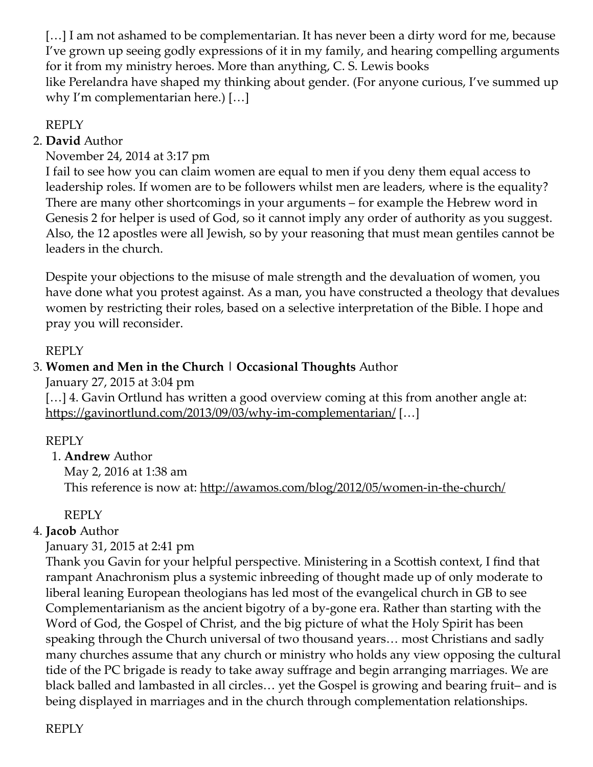[…] I am not ashamed to be complementarian. It has never been a dirty word for me, because I've grown up seeing godly expressions of it in my family, and hearing compelling arguments for it from my ministry heroes. More than anything, C. S. Lewis books like Perelandra have shaped my thinking about gender. (For anyone curious, I've summed up why I'm complementarian here.) […]

REPLY

2. **David** Author
   November 24, 2014 at 3:17 pm
   I fail to see how you can claim women are equal to men if you deny them equal access to leadership roles. If women are to be followers whilst men are leaders, where is the equality? There are many other shortcomings in your arguments – for example the Hebrew word in Genesis 2 for helper is used of God, so it cannot imply any order of authority as you suggest. Also, the 12 apostles were all Jewish, so by your reasoning that must mean gentiles cannot be leaders in the church.

   Despite your objections to the misuse of male strength and the devaluation of women, you have done what you protest against. As a man, you have constructed a theology that devalues women by restricting their roles, based on a selective interpretation of the Bible. I hope and pray you will reconsider.

   REPLY

3. **Women and Men in the Church | Occasional Thoughts** Author
   January 27, 2015 at 3:04 pm
   […] 4. Gavin Ortlund has written a good overview coming at this from another angle at: https://gavinortlund.com/2013/09/03/why-im-complementarian/ […]

   REPLY

   1. **Andrew** Author
      May 2, 2016 at 1:38 am
      This reference is now at: http://awamos.com/blog/2012/05/women-in-the-church/

      REPLY

4. **Jacob** Author
   January 31, 2015 at 2:41 pm
   Thank you Gavin for your helpful perspective. Ministering in a Scottish context, I find that rampant Anachronism plus a systemic inbreeding of thought made up of only moderate to liberal leaning European theologians has led most of the evangelical church in GB to see Complementarianism as the ancient bigotry of a by-gone era. Rather than starting with the Word of God, the Gospel of Christ, and the big picture of what the Holy Spirit has been speaking through the Church universal of two thousand years… most Christians and sadly many churches assume that any church or ministry who holds any view opposing the cultural tide of the PC brigade is ready to take away suffrage and begin arranging marriages. We are black balled and lambasted in all circles… yet the Gospel is growing and bearing fruit– and is being displayed in marriages and in the church through complementation relationships.

   REPLY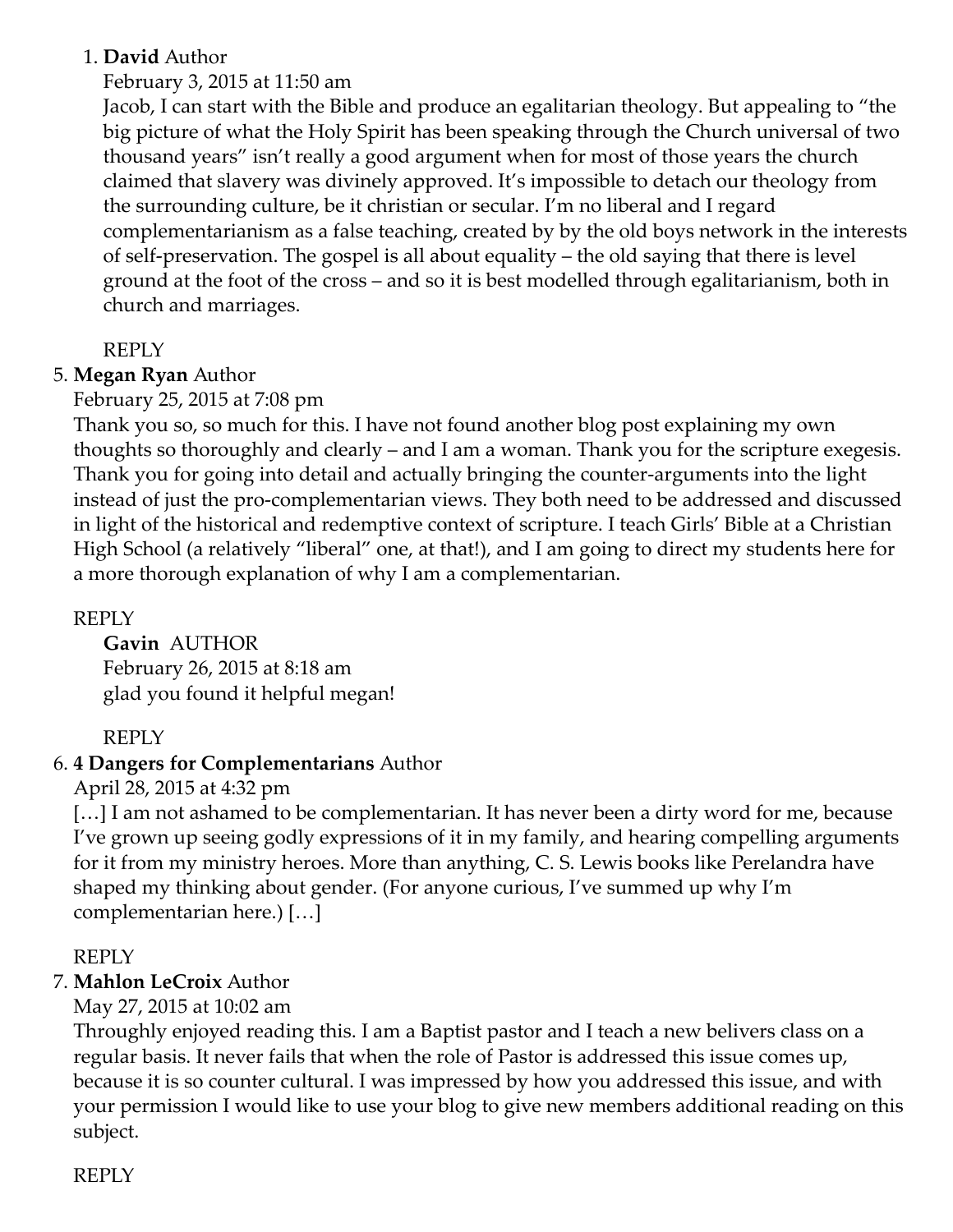1. **David** Author
   February 3, 2015 at 11:50 am
   Jacob, I can start with the Bible and produce an egalitarian theology. But appealing to "the big picture of what the Holy Spirit has been speaking through the Church universal of two thousand years" isn't really a good argument when for most of those years the church claimed that slavery was divinely approved. It's impossible to detach our theology from the surrounding culture, be it christian or secular. I'm no liberal and I regard complementarianism as a false teaching, created by by the old boys network in the interests of self-preservation. The gospel is all about equality – the old saying that there is level ground at the foot of the cross – and so it is best modelled through egalitarianism, both in church and marriages.

   REPLY

5. **Megan Ryan** Author
   February 25, 2015 at 7:08 pm
   Thank you so, so much for this. I have not found another blog post explaining my own thoughts so thoroughly and clearly – and I am a woman. Thank you for the scripture exegesis. Thank you for going into detail and actually bringing the counter-arguments into the light instead of just the pro-complementarian views. They both need to be addressed and discussed in light of the historical and redemptive context of scripture. I teach Girls' Bible at a Christian High School (a relatively "liberal" one, at that!), and I am going to direct my students here for a more thorough explanation of why I am a complementarian.

   REPLY

   **Gavin** AUTHOR
   February 26, 2015 at 8:18 am
   glad you found it helpful megan!

   REPLY

6. **4 Dangers for Complementarians** Author
   April 28, 2015 at 4:32 pm
   […] I am not ashamed to be complementarian. It has never been a dirty word for me, because I've grown up seeing godly expressions of it in my family, and hearing compelling arguments for it from my ministry heroes. More than anything, C. S. Lewis books like Perelandra have shaped my thinking about gender. (For anyone curious, I've summed up why I'm complementarian here.) […]

   REPLY

7. **Mahlon LeCroix** Author
   May 27, 2015 at 10:02 am
   Throughly enjoyed reading this. I am a Baptist pastor and I teach a new belivers class on a regular basis. It never fails that when the role of Pastor is addressed this issue comes up, because it is so counter cultural. I was impressed by how you addressed this issue, and with your permission I would like to use your blog to give new members additional reading on this subject.

   REPLY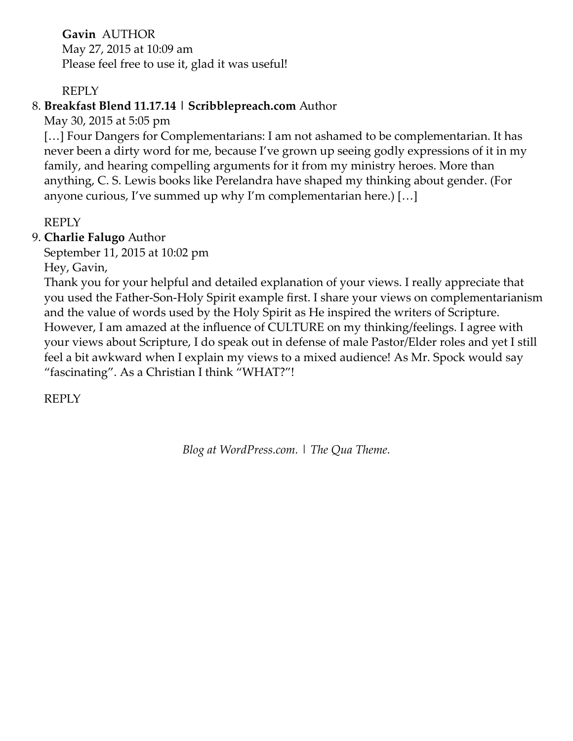**Gavin** AUTHOR
May 27, 2015 at 10:09 am
Please feel free to use it, glad it was useful!

REPLY

8. **Breakfast Blend 11.17.14 | Scribblepreach.com** Author
   May 30, 2015 at 5:05 pm
   […] Four Dangers for Complementarians: I am not ashamed to be complementarian. It has never been a dirty word for me, because I've grown up seeing godly expressions of it in my family, and hearing compelling arguments for it from my ministry heroes. More than anything, C. S. Lewis books like Perelandra have shaped my thinking about gender. (For anyone curious, I've summed up why I'm complementarian here.) […]

   REPLY

9. **Charlie Falugo** Author
   September 11, 2015 at 10:02 pm
   Hey, Gavin,
   Thank you for your helpful and detailed explanation of your views. I really appreciate that you used the Father-Son-Holy Spirit example first. I share your views on complementarianism and the value of words used by the Holy Spirit as He inspired the writers of Scripture. However, I am amazed at the influence of CULTURE on my thinking/feelings. I agree with your views about Scripture, I do speak out in defense of male Pastor/Elder roles and yet I still feel a bit awkward when I explain my views to a mixed audience! As Mr. Spock would say "fascinating". As a Christian I think "WHAT?"!

   REPLY

*Blog at WordPress.com. | The Qua Theme.*